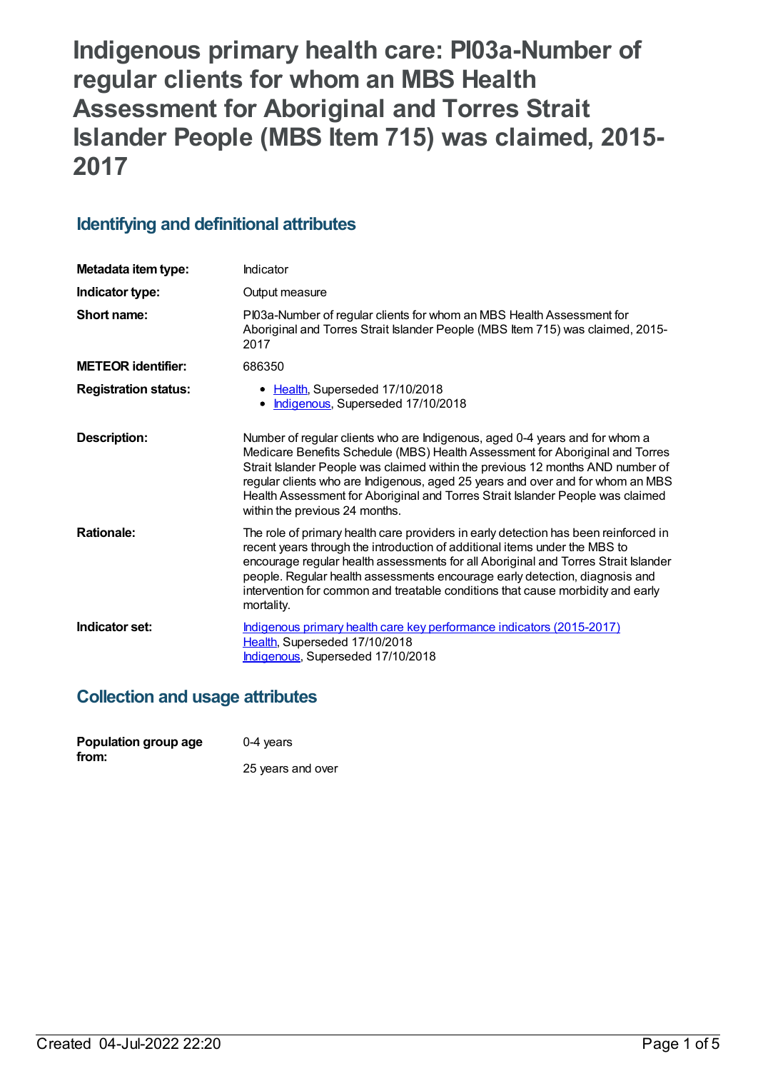# Indigenous primary health care: PI03a-Number of regular clients for whom an MBS Health Assessment for Aboriginal and Torres Strait Islander People (MBS Item 715) was claimed, 2015-2017

## Identifying and definitional attributes

| | |
|---|---|
| **Metadata item type:** | Indicator |
| **Indicator type:** | Output measure |
| **Short name:** | PI03a-Number of regular clients for whom an MBS Health Assessment for Aboriginal and Torres Strait Islander People (MBS Item 715) was claimed, 2015-2017 |
| **METEOR identifier:** | 686350 |
| **Registration status:** | • Health, Superseded 17/10/2018<br>• Indigenous, Superseded 17/10/2018 |
| **Description:** | Number of regular clients who are Indigenous, aged 0-4 years and for whom a Medicare Benefits Schedule (MBS) Health Assessment for Aboriginal and Torres Strait Islander People was claimed within the previous 12 months AND number of regular clients who are Indigenous, aged 25 years and over and for whom an MBS Health Assessment for Aboriginal and Torres Strait Islander People was claimed within the previous 24 months. |
| **Rationale:** | The role of primary health care providers in early detection has been reinforced in recent years through the introduction of additional items under the MBS to encourage regular health assessments for all Aboriginal and Torres Strait Islander people. Regular health assessments encourage early detection, diagnosis and intervention for common and treatable conditions that cause morbidity and early mortality. |
| **Indicator set:** | Indigenous primary health care key performance indicators (2015-2017)<br>Health, Superseded 17/10/2018<br>Indigenous, Superseded 17/10/2018 |

## Collection and usage attributes

| | |
|---|---|
| **Population group age from:** | 0-4 years<br><br>25 years and over |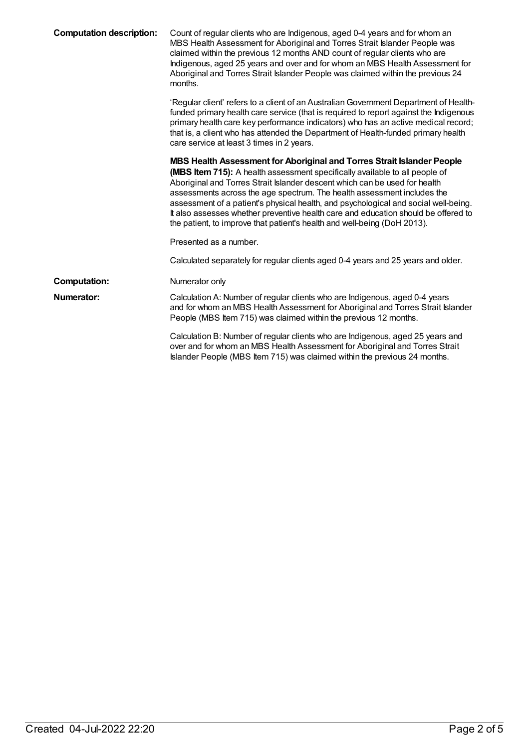**Computation description:** Count of regular clients who are Indigenous, aged 0-4 years and for whom an MBS Health Assessment for Aboriginal and Torres Strait Islander People was claimed within the previous 12 months AND count of regular clients who are Indigenous, aged 25 years and over and for whom an MBS Health Assessment for Aboriginal and Torres Strait Islander People was claimed within the previous 24 months.

'Regular client' refers to a client of an Australian Government Department of Health-funded primary health care service (that is required to report against the Indigenous primary health care key performance indicators) who has an active medical record; that is, a client who has attended the Department of Health-funded primary health care service at least 3 times in 2 years.

**MBS Health Assessment for Aboriginal and Torres Strait Islander People (MBS Item 715):** A health assessment specifically available to all people of Aboriginal and Torres Strait Islander descent which can be used for health assessments across the age spectrum. The health assessment includes the assessment of a patient's physical health, and psychological and social well-being. It also assesses whether preventive health care and education should be offered to the patient, to improve that patient's health and well-being (DoH 2013).

Presented as a number.

Calculated separately for regular clients aged 0-4 years and 25 years and older.

**Computation:** Numerator only

**Numerator:** Calculation A: Number of regular clients who are Indigenous, aged 0-4 years and for whom an MBS Health Assessment for Aboriginal and Torres Strait Islander People (MBS Item 715) was claimed within the previous 12 months.

Calculation B: Number of regular clients who are Indigenous, aged 25 years and over and for whom an MBS Health Assessment for Aboriginal and Torres Strait Islander People (MBS Item 715) was claimed within the previous 24 months.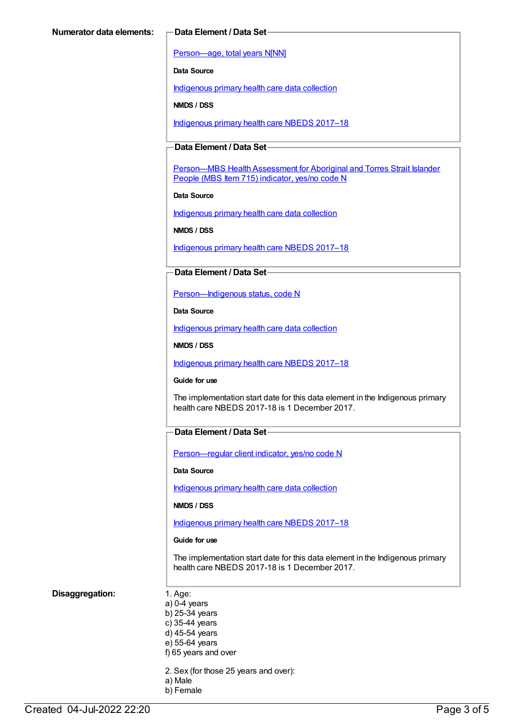**Numerator data elements:**

**Data Element / Data Set**

Person—age, total years N[NN]

**Data Source**

Indigenous primary health care data collection

**NMDS / DSS**

Indigenous primary health care NBEDS 2017–18

**Data Element / Data Set**

Person—MBS Health Assessment for Aboriginal and Torres Strait Islander People (MBS Item 715) indicator, yes/no code N

**Data Source**

Indigenous primary health care data collection

**NMDS / DSS**

Indigenous primary health care NBEDS 2017–18

**Data Element / Data Set**

Person—Indigenous status, code N

**Data Source**

Indigenous primary health care data collection

**NMDS / DSS**

Indigenous primary health care NBEDS 2017–18

**Guide for use**

The implementation start date for this data element in the Indigenous primary health care NBEDS 2017-18 is 1 December 2017.

**Data Element / Data Set**

Person—regular client indicator, yes/no code N

**Data Source**

Indigenous primary health care data collection

**NMDS / DSS**

Indigenous primary health care NBEDS 2017–18

**Guide for use**

The implementation start date for this data element in the Indigenous primary health care NBEDS 2017-18 is 1 December 2017.

**Disaggregation:**

1. Age:
a) 0-4 years
b) 25-34 years
c) 35-44 years
d) 45-54 years
e) 55-64 years
f) 65 years and over

2. Sex (for those 25 years and over):
a) Male
b) Female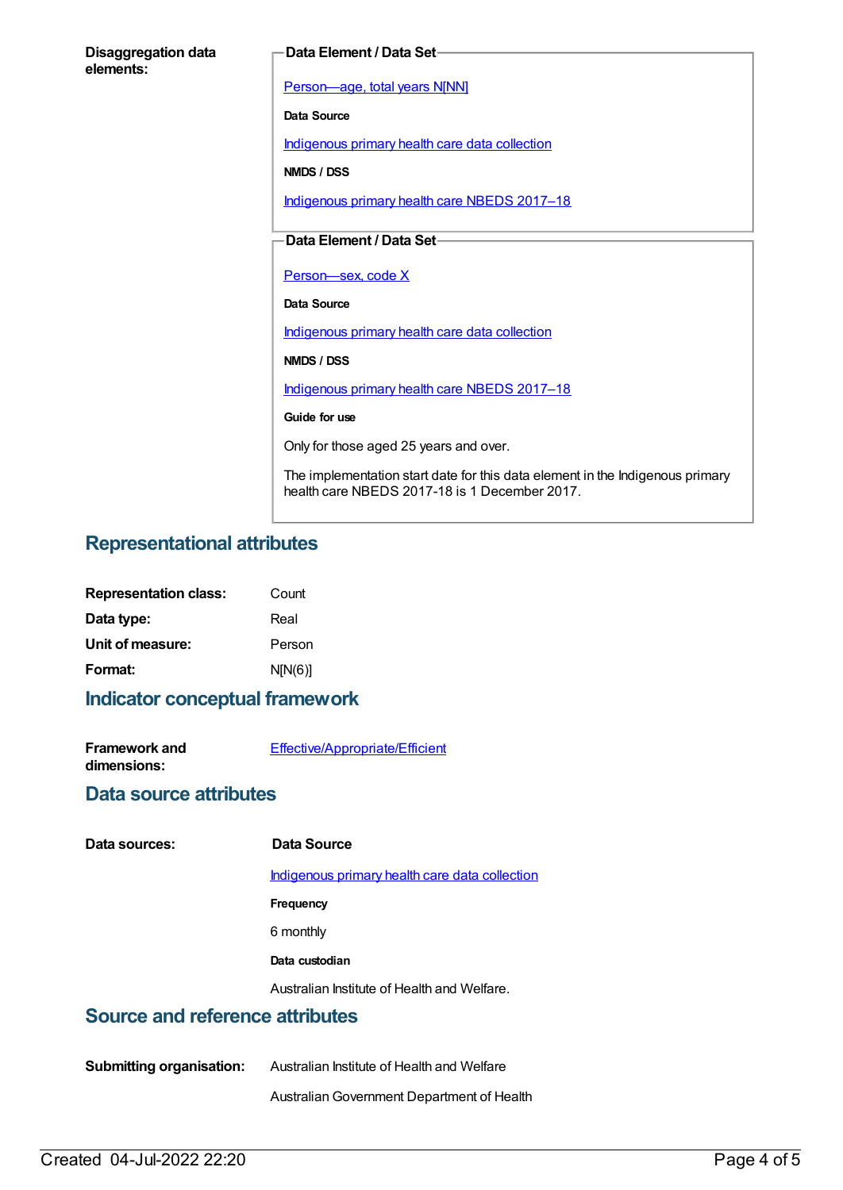**Disaggregation data elements:**

**Data Element / Data Set**

Person—age, total years N[NN]

**Data Source**

Indigenous primary health care data collection

**NMDS / DSS**

Indigenous primary health care NBEDS 2017–18

**Data Element / Data Set**

Person—sex, code X

**Data Source**

Indigenous primary health care data collection

**NMDS / DSS**

Indigenous primary health care NBEDS 2017–18

**Guide for use**

Only for those aged 25 years and over.

The implementation start date for this data element in the Indigenous primary health care NBEDS 2017-18 is 1 December 2017.

## Representational attributes

**Representation class:** Count

**Data type:** Real

**Unit of measure:** Person

**Format:** N[N(6)]

## Indicator conceptual framework

**Framework and dimensions:** Effective/Appropriate/Efficient

## Data source attributes

**Data sources:**

**Data Source**

Indigenous primary health care data collection

**Frequency**

6 monthly

**Data custodian**

Australian Institute of Health and Welfare.

## Source and reference attributes

**Submitting organisation:** Australian Institute of Health and Welfare

Australian Government Department of Health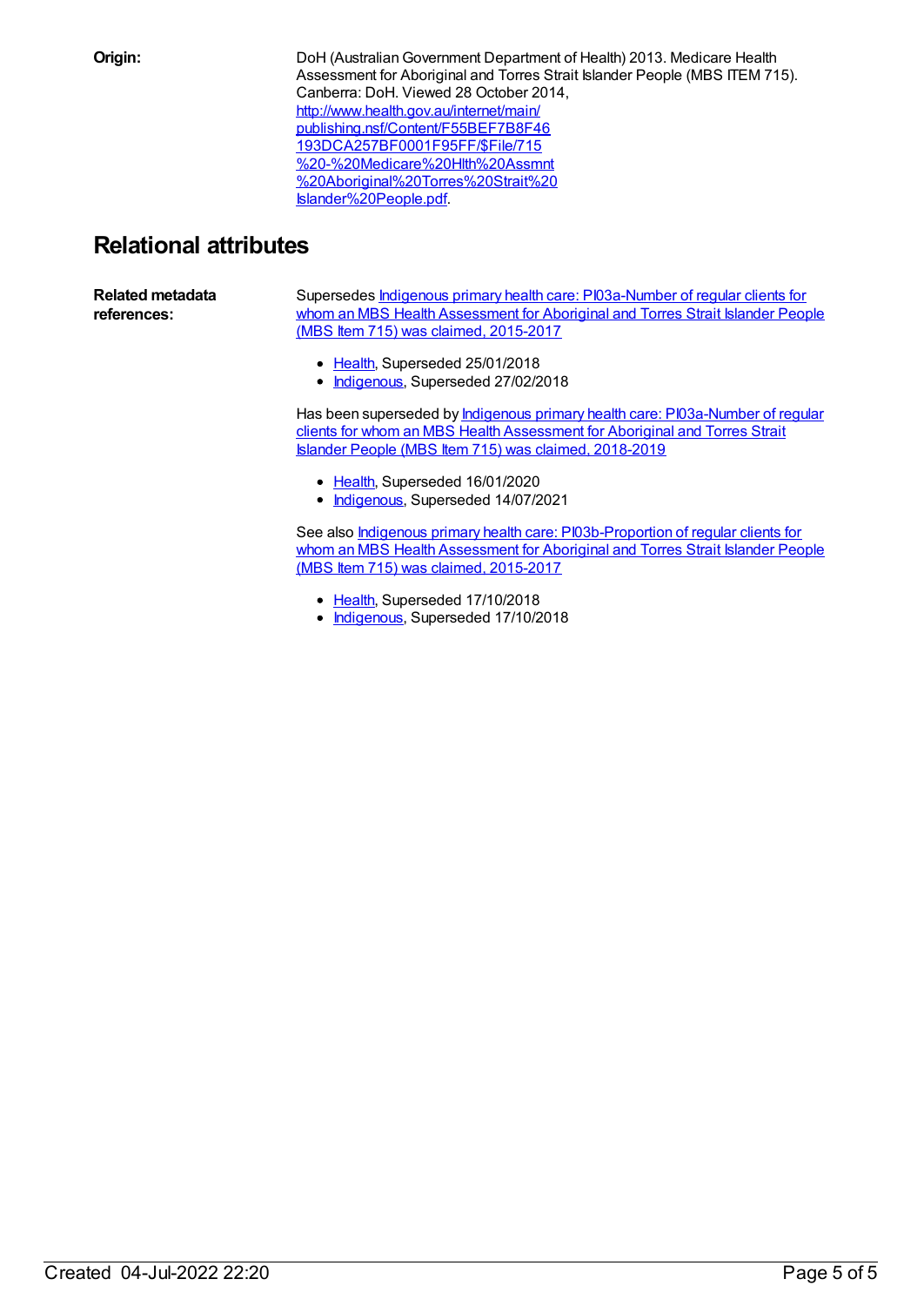**Origin:**

DoH (Australian Government Department of Health) 2013. Medicare Health Assessment for Aboriginal and Torres Strait Islander People (MBS ITEM 715). Canberra: DoH. Viewed 28 October 2014, http://www.health.gov.au/internet/main/publishing.nsf/Content/F55BEF7B8F46193DCA257BF0001F95FF/$File/715%20-%20Medicare%20Hlth%20Assmnt%20Aboriginal%20Torres%20Strait%20Islander%20People.pdf.

## Relational attributes

**Related metadata references:**

Supersedes Indigenous primary health care: PI03a-Number of regular clients for whom an MBS Health Assessment for Aboriginal and Torres Strait Islander People (MBS Item 715) was claimed, 2015-2017

- Health, Superseded 25/01/2018
- Indigenous, Superseded 27/02/2018

Has been superseded by Indigenous primary health care: PI03a-Number of regular clients for whom an MBS Health Assessment for Aboriginal and Torres Strait Islander People (MBS Item 715) was claimed, 2018-2019

- Health, Superseded 16/01/2020
- Indigenous, Superseded 14/07/2021

See also Indigenous primary health care: PI03b-Proportion of regular clients for whom an MBS Health Assessment for Aboriginal and Torres Strait Islander People (MBS Item 715) was claimed, 2015-2017

- Health, Superseded 17/10/2018
- Indigenous, Superseded 17/10/2018